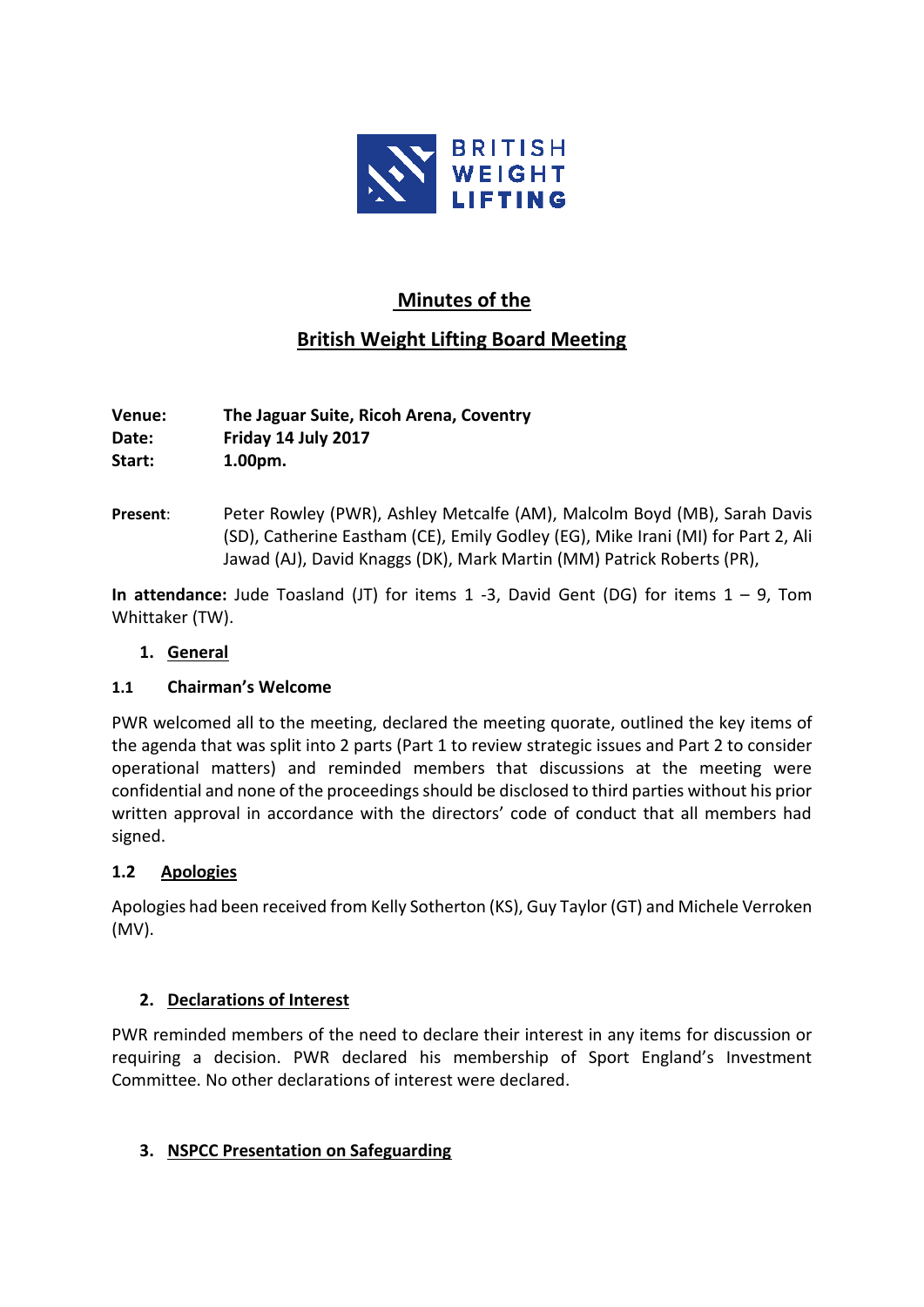BRITISH WEIGHT LIFTING

# Minutes of the

# British Weight Lifting Board Meeting

**Venue:** **The Jaguar Suite, Ricoh Arena, Coventry**
**Date:** **Friday 14 July 2017**
**Start:** **1.00pm.**

**Present**: Peter Rowley (PWR), Ashley Metcalfe (AM), Malcolm Boyd (MB), Sarah Davis (SD), Catherine Eastham (CE), Emily Godley (EG), Mike Irani (MI) for Part 2, Ali Jawad (AJ), David Knaggs (DK), Mark Martin (MM) Patrick Roberts (PR),

**In attendance:** Jude Toasland (JT) for items 1 -3, David Gent (DG) for items 1 – 9, Tom Whittaker (TW).

## 1. General

### 1.1 Chairman's Welcome

PWR welcomed all to the meeting, declared the meeting quorate, outlined the key items of the agenda that was split into 2 parts (Part 1 to review strategic issues and Part 2 to consider operational matters) and reminded members that discussions at the meeting were confidential and none of the proceedings should be disclosed to third parties without his prior written approval in accordance with the directors' code of conduct that all members had signed.

### 1.2 Apologies

Apologies had been received from Kelly Sotherton (KS), Guy Taylor (GT) and Michele Verroken (MV).

## 2. Declarations of Interest

PWR reminded members of the need to declare their interest in any items for discussion or requiring a decision. PWR declared his membership of Sport England's Investment Committee. No other declarations of interest were declared.

## 3. NSPCC Presentation on Safeguarding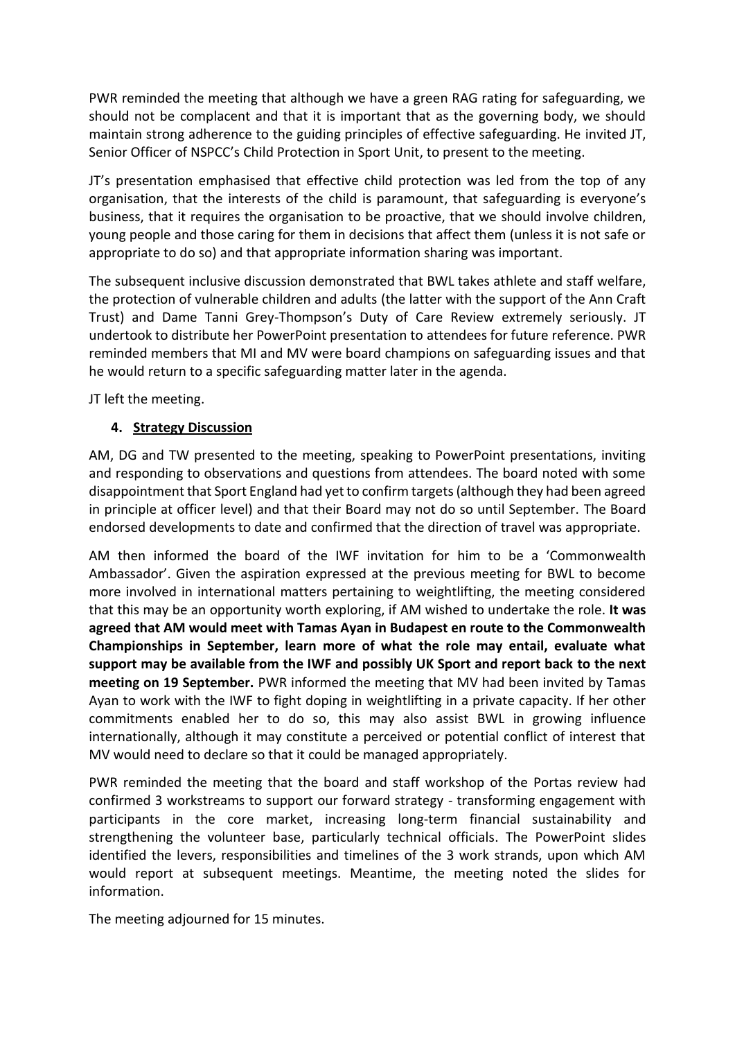PWR reminded the meeting that although we have a green RAG rating for safeguarding, we should not be complacent and that it is important that as the governing body, we should maintain strong adherence to the guiding principles of effective safeguarding. He invited JT, Senior Officer of NSPCC's Child Protection in Sport Unit, to present to the meeting.

JT's presentation emphasised that effective child protection was led from the top of any organisation, that the interests of the child is paramount, that safeguarding is everyone's business, that it requires the organisation to be proactive, that we should involve children, young people and those caring for them in decisions that affect them (unless it is not safe or appropriate to do so) and that appropriate information sharing was important.

The subsequent inclusive discussion demonstrated that BWL takes athlete and staff welfare, the protection of vulnerable children and adults (the latter with the support of the Ann Craft Trust) and Dame Tanni Grey-Thompson's Duty of Care Review extremely seriously. JT undertook to distribute her PowerPoint presentation to attendees for future reference. PWR reminded members that MI and MV were board champions on safeguarding issues and that he would return to a specific safeguarding matter later in the agenda.

JT left the meeting.

4. **Strategy Discussion**

AM, DG and TW presented to the meeting, speaking to PowerPoint presentations, inviting and responding to observations and questions from attendees. The board noted with some disappointment that Sport England had yet to confirm targets (although they had been agreed in principle at officer level) and that their Board may not do so until September. The Board endorsed developments to date and confirmed that the direction of travel was appropriate.

AM then informed the board of the IWF invitation for him to be a 'Commonwealth Ambassador'. Given the aspiration expressed at the previous meeting for BWL to become more involved in international matters pertaining to weightlifting, the meeting considered that this may be an opportunity worth exploring, if AM wished to undertake the role. **It was agreed that AM would meet with Tamas Ayan in Budapest en route to the Commonwealth Championships in September, learn more of what the role may entail, evaluate what support may be available from the IWF and possibly UK Sport and report back to the next meeting on 19 September.** PWR informed the meeting that MV had been invited by Tamas Ayan to work with the IWF to fight doping in weightlifting in a private capacity. If her other commitments enabled her to do so, this may also assist BWL in growing influence internationally, although it may constitute a perceived or potential conflict of interest that MV would need to declare so that it could be managed appropriately.

PWR reminded the meeting that the board and staff workshop of the Portas review had confirmed 3 workstreams to support our forward strategy - transforming engagement with participants in the core market, increasing long-term financial sustainability and strengthening the volunteer base, particularly technical officials. The PowerPoint slides identified the levers, responsibilities and timelines of the 3 work strands, upon which AM would report at subsequent meetings. Meantime, the meeting noted the slides for information.

The meeting adjourned for 15 minutes.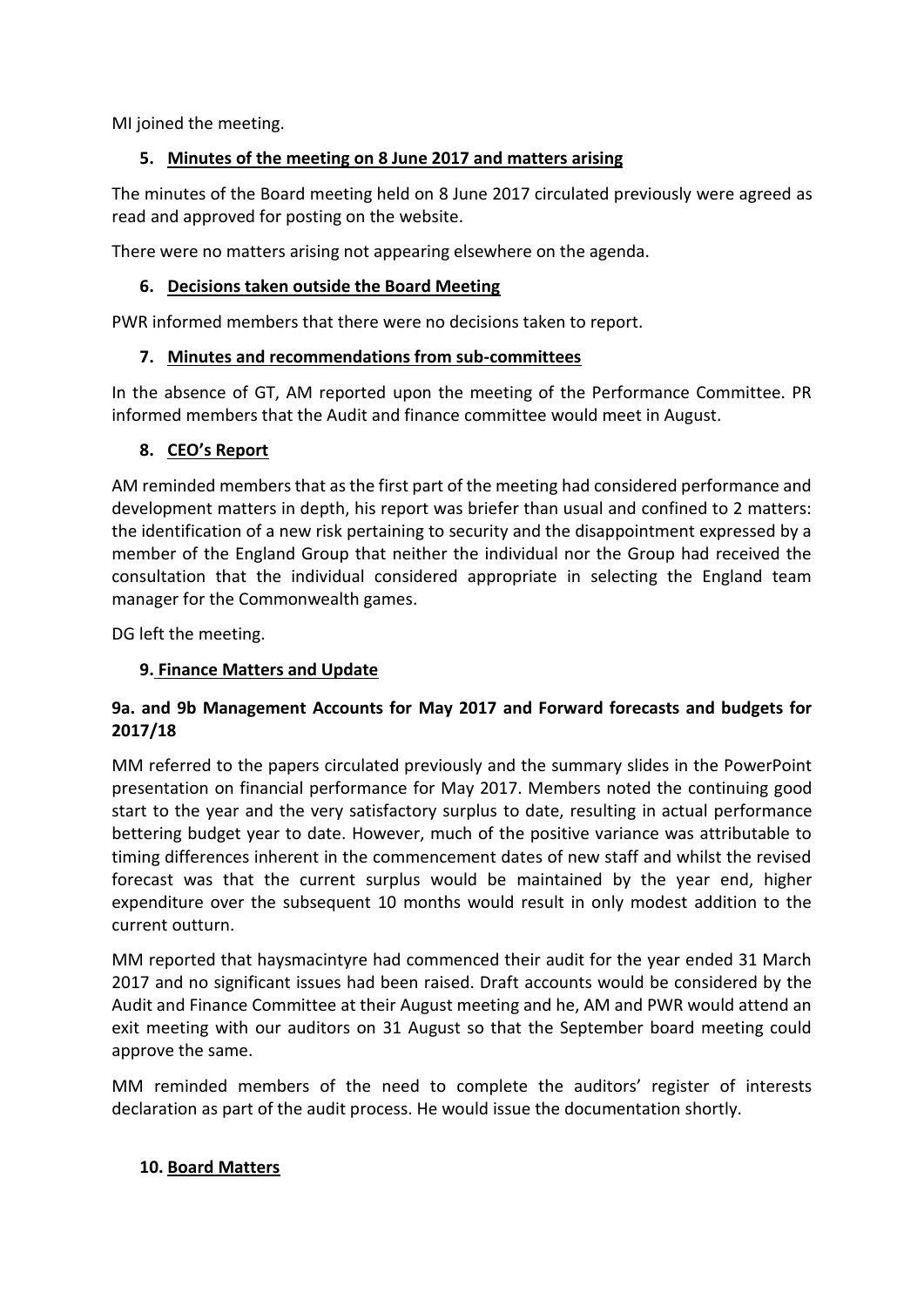MI joined the meeting.

## 5. Minutes of the meeting on 8 June 2017 and matters arising

The minutes of the Board meeting held on 8 June 2017 circulated previously were agreed as read and approved for posting on the website.

There were no matters arising not appearing elsewhere on the agenda.

## 6. Decisions taken outside the Board Meeting

PWR informed members that there were no decisions taken to report.

## 7. Minutes and recommendations from sub-committees

In the absence of GT, AM reported upon the meeting of the Performance Committee. PR informed members that the Audit and finance committee would meet in August.

## 8. CEO's Report

AM reminded members that as the first part of the meeting had considered performance and development matters in depth, his report was briefer than usual and confined to 2 matters: the identification of a new risk pertaining to security and the disappointment expressed by a member of the England Group that neither the individual nor the Group had received the consultation that the individual considered appropriate in selecting the England team manager for the Commonwealth games.

DG left the meeting.

## 9. Finance Matters and Update

### 9a. and 9b Management Accounts for May 2017 and Forward forecasts and budgets for 2017/18

MM referred to the papers circulated previously and the summary slides in the PowerPoint presentation on financial performance for May 2017. Members noted the continuing good start to the year and the very satisfactory surplus to date, resulting in actual performance bettering budget year to date. However, much of the positive variance was attributable to timing differences inherent in the commencement dates of new staff and whilst the revised forecast was that the current surplus would be maintained by the year end, higher expenditure over the subsequent 10 months would result in only modest addition to the current outturn.

MM reported that haysmacintyre had commenced their audit for the year ended 31 March 2017 and no significant issues had been raised. Draft accounts would be considered by the Audit and Finance Committee at their August meeting and he, AM and PWR would attend an exit meeting with our auditors on 31 August so that the September board meeting could approve the same.

MM reminded members of the need to complete the auditors' register of interests declaration as part of the audit process. He would issue the documentation shortly.

## 10. Board Matters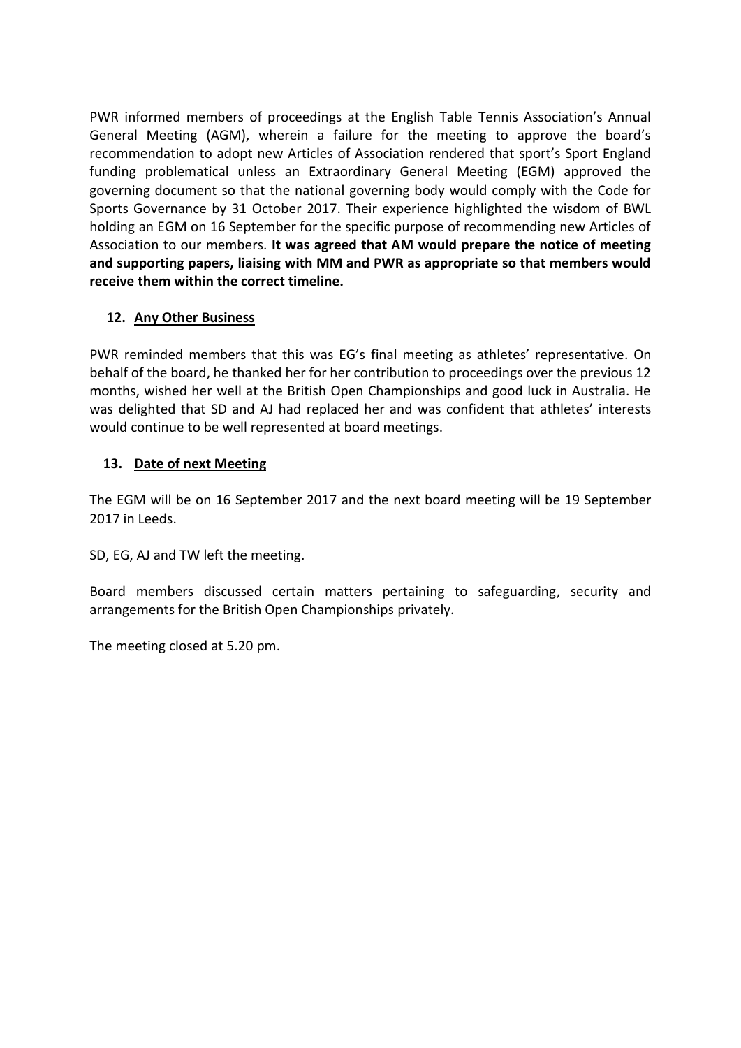PWR informed members of proceedings at the English Table Tennis Association's Annual General Meeting (AGM), wherein a failure for the meeting to approve the board's recommendation to adopt new Articles of Association rendered that sport's Sport England funding problematical unless an Extraordinary General Meeting (EGM) approved the governing document so that the national governing body would comply with the Code for Sports Governance by 31 October 2017. Their experience highlighted the wisdom of BWL holding an EGM on 16 September for the specific purpose of recommending new Articles of Association to our members. **It was agreed that AM would prepare the notice of meeting and supporting papers, liaising with MM and PWR as appropriate so that members would receive them within the correct timeline.**

## 12. Any Other Business

PWR reminded members that this was EG's final meeting as athletes' representative. On behalf of the board, he thanked her for her contribution to proceedings over the previous 12 months, wished her well at the British Open Championships and good luck in Australia. He was delighted that SD and AJ had replaced her and was confident that athletes' interests would continue to be well represented at board meetings.

## 13. Date of next Meeting

The EGM will be on 16 September 2017 and the next board meeting will be 19 September 2017 in Leeds.

SD, EG, AJ and TW left the meeting.

Board members discussed certain matters pertaining to safeguarding, security and arrangements for the British Open Championships privately.

The meeting closed at 5.20 pm.